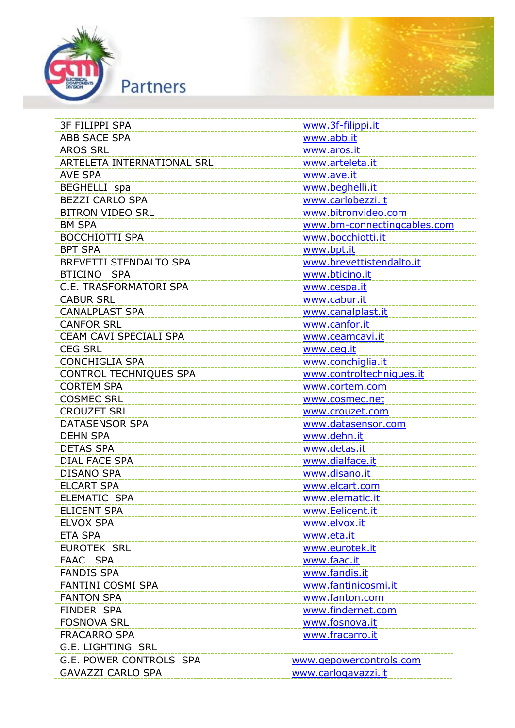# Partners

| | |
|---|---|
| 3F FILIPPI SPA | www.3f-filippi.it |
| ABB SACE SPA | www.abb.it |
| AROS SRL | www.aros.it |
| ARTELETA INTERNATIONAL SRL | www.arteleta.it |
| AVE SPA | www.ave.it |
| BEGHELLI spa | www.beghelli.it |
| BEZZI CARLO SPA | www.carlobezzi.it |
| BITRON VIDEO SRL | www.bitronvideo.com |
| BM SPA | www.bm-connectingcables.com |
| BOCCHIOTTI SPA | www.bocchiotti.it |
| BPT SPA | www.bpt.it |
| BREVETTI STENDALTO SPA | www.brevettistendalto.it |
| BTICINO SPA | www.bticino.it |
| C.E. TRASFORMATORI SPA | www.cespa.it |
| CABUR SRL | www.cabur.it |
| CANALPLAST SPA | www.canalplast.it |
| CANFOR SRL | www.canfor.it |
| CEAM CAVI SPECIALI SPA | www.ceamcavi.it |
| CEG SRL | www.ceg.it |
| CONCHIGLIA SPA | www.conchiglia.it |
| CONTROL TECHNIQUES SPA | www.controltechniques.it |
| CORTEM SPA | www.cortem.com |
| COSMEC SRL | www.cosmec.net |
| CROUZET SRL | www.crouzet.com |
| DATASENSOR SPA | www.datasensor.com |
| DEHN SPA | www.dehn.it |
| DETAS SPA | www.detas.it |
| DIAL FACE SPA | www.dialface.it |
| DISANO SPA | www.disano.it |
| ELCART SPA | www.elcart.com |
| ELEMATIC SPA | www.elematic.it |
| ELICENT SPA | www.Eelicent.it |
| ELVOX SPA | www.elvox.it |
| ETA SPA | www.eta.it |
| EUROTEK SRL | www.eurotek.it |
| FAAC SPA | www.faac.it |
| FANDIS SPA | www.fandis.it |
| FANTINI COSMI SPA | www.fantinicosmi.it |
| FANTON SPA | www.fanton.com |
| FINDER SPA | www.findernet.com |
| FOSNOVA SRL | www.fosnova.it |
| FRACARRO SPA | www.fracarro.it |
| G.E. LIGHTING SRL | |
| G.E. POWER CONTROLS SPA | www.gepowercontrols.com |
| GAVAZZI CARLO SPA | www.carlogavazzi.it |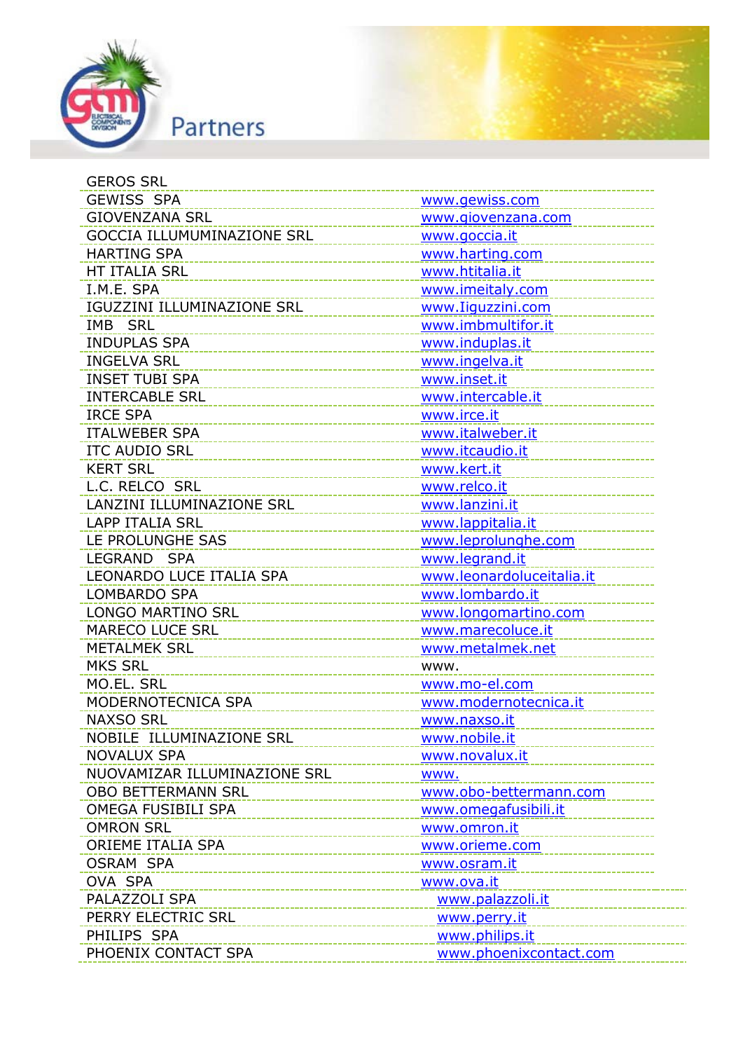# Partners

| | |
|---|---|
| GEROS SRL | |
| GEWISS SPA | www.gewiss.com |
| GIOVENZANA SRL | www.giovenzana.com |
| GOCCIA ILLUMUMINAZIONE SRL | www.goccia.it |
| HARTING SPA | www.harting.com |
| HT ITALIA SRL | www.htitalia.it |
| I.M.E. SPA | www.imeitaly.com |
| IGUZZINI ILLUMINAZIONE SRL | www.Iiguzzini.com |
| IMB SRL | www.imbmultifor.it |
| INDUPLAS SPA | www.induplas.it |
| INGELVA SRL | www.ingelva.it |
| INSET TUBI SPA | www.inset.it |
| INTERCABLE SRL | www.intercable.it |
| IRCE SPA | www.irce.it |
| ITALWEBER SPA | www.italweber.it |
| ITC AUDIO SRL | www.itcaudio.it |
| KERT SRL | www.kert.it |
| L.C. RELCO SRL | www.relco.it |
| LANZINI ILLUMINAZIONE SRL | www.lanzini.it |
| LAPP ITALIA SRL | www.lappitalia.it |
| LE PROLUNGHE SAS | www.leprolunghe.com |
| LEGRAND SPA | www.legrand.it |
| LEONARDO LUCE ITALIA SPA | www.leonardoluceitalia.it |
| LOMBARDO SPA | www.lombardo.it |
| LONGO MARTINO SRL | www.longomartino.com |
| MARECO LUCE SRL | www.marecoluce.it |
| METALMEK SRL | www.metalmek.net |
| MKS SRL | www. |
| MO.EL. SRL | www.mo-el.com |
| MODERNOTECNICA SPA | www.modernotecnica.it |
| NAXSO SRL | www.naxso.it |
| NOBILE ILLUMINAZIONE SRL | www.nobile.it |
| NOVALUX SPA | www.novalux.it |
| NUOVAMIZAR ILLUMINAZIONE SRL | www. |
| OBO BETTERMANN SRL | www.obo-bettermann.com |
| OMEGA FUSIBILI SPA | www.omegafusibili.it |
| OMRON SRL | www.omron.it |
| ORIEME ITALIA SPA | www.orieme.com |
| OSRAM SPA | www.osram.it |
| OVA SPA | www.ova.it |
| PALAZZOLI SPA | www.palazzoli.it |
| PERRY ELECTRIC SRL | www.perry.it |
| PHILIPS SPA | www.philips.it |
| PHOENIX CONTACT SPA | www.phoenixcontact.com |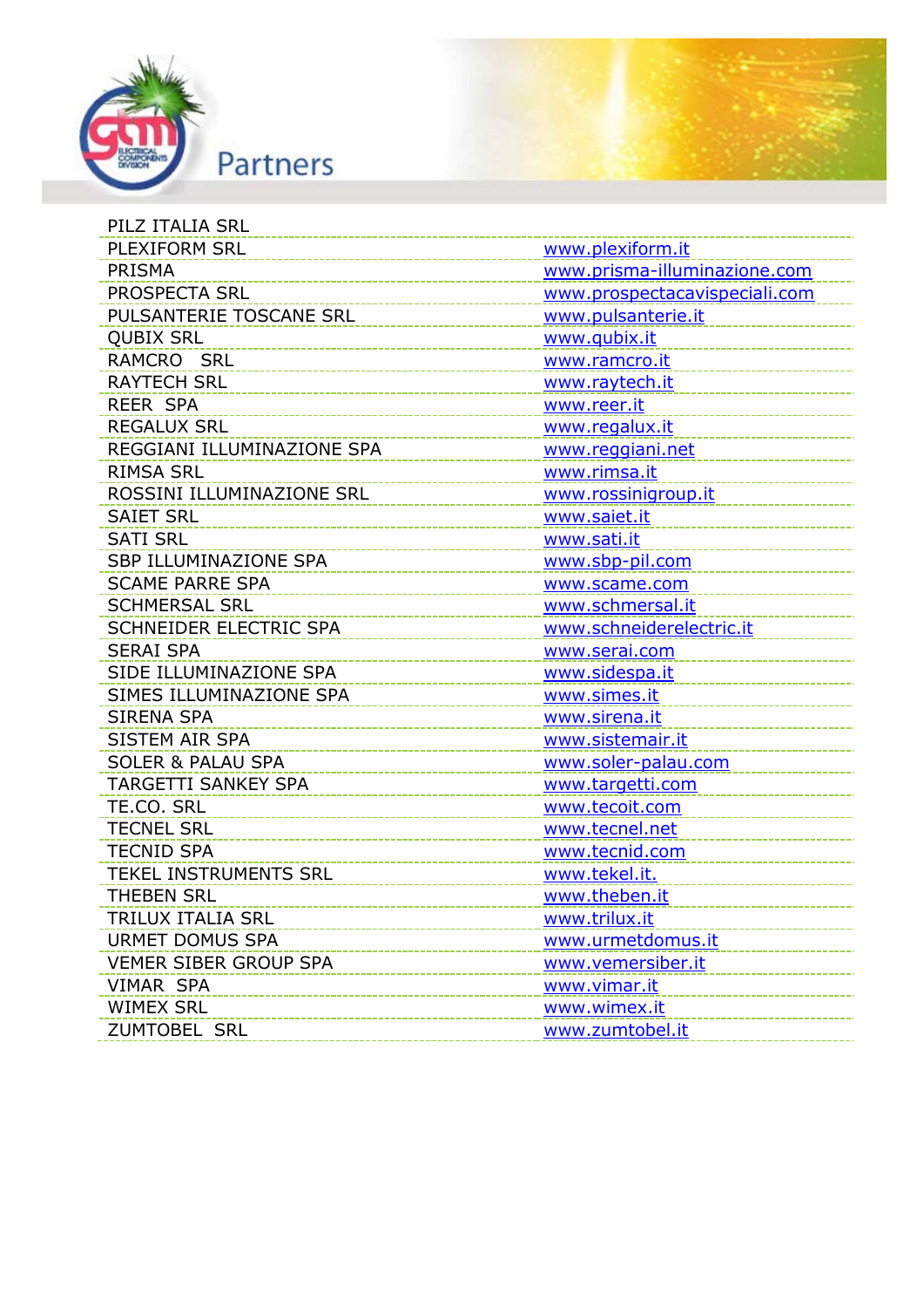## Partners

| | |
|---|---|
| PILZ ITALIA SRL | |
| PLEXIFORM SRL | www.plexiform.it |
| PRISMA | www.prisma-illuminazione.com |
| PROSPECTA SRL | www.prospectacavispeciali.com |
| PULSANTERIE TOSCANE SRL | www.pulsanterie.it |
| QUBIX SRL | www.qubix.it |
| RAMCRO  SRL | www.ramcro.it |
| RAYTECH SRL | www.raytech.it |
| REER  SPA | www.reer.it |
| REGALUX SRL | www.regalux.it |
| REGGIANI ILLUMINAZIONE SPA | www.reggiani.net |
| RIMSA SRL | www.rimsa.it |
| ROSSINI ILLUMINAZIONE SRL | www.rossinigroup.it |
| SAIET SRL | www.saiet.it |
| SATI SRL | www.sati.it |
| SBP ILLUMINAZIONE SPA | www.sbp-pil.com |
| SCAME PARRE SPA | www.scame.com |
| SCHMERSAL SRL | www.schmersal.it |
| SCHNEIDER ELECTRIC SPA | www.schneiderelectric.it |
| SERAI SPA | www.serai.com |
| SIDE ILLUMINAZIONE SPA | www.sidespa.it |
| SIMES ILLUMINAZIONE SPA | www.simes.it |
| SIRENA SPA | www.sirena.it |
| SISTEM AIR SPA | www.sistemair.it |
| SOLER & PALAU SPA | www.soler-palau.com |
| TARGETTI SANKEY SPA | www.targetti.com |
| TE.CO. SRL | www.tecoit.com |
| TECNEL SRL | www.tecnel.net |
| TECNID SPA | www.tecnid.com |
| TEKEL INSTRUMENTS SRL | www.tekel.it. |
| THEBEN SRL | www.theben.it |
| TRILUX ITALIA SRL | www.trilux.it |
| URMET DOMUS SPA | www.urmetdomus.it |
| VEMER SIBER GROUP SPA | www.vemersiber.it |
| VIMAR  SPA | www.vimar.it |
| WIMEX SRL | www.wimex.it |
| ZUMTOBEL  SRL | www.zumtobel.it |